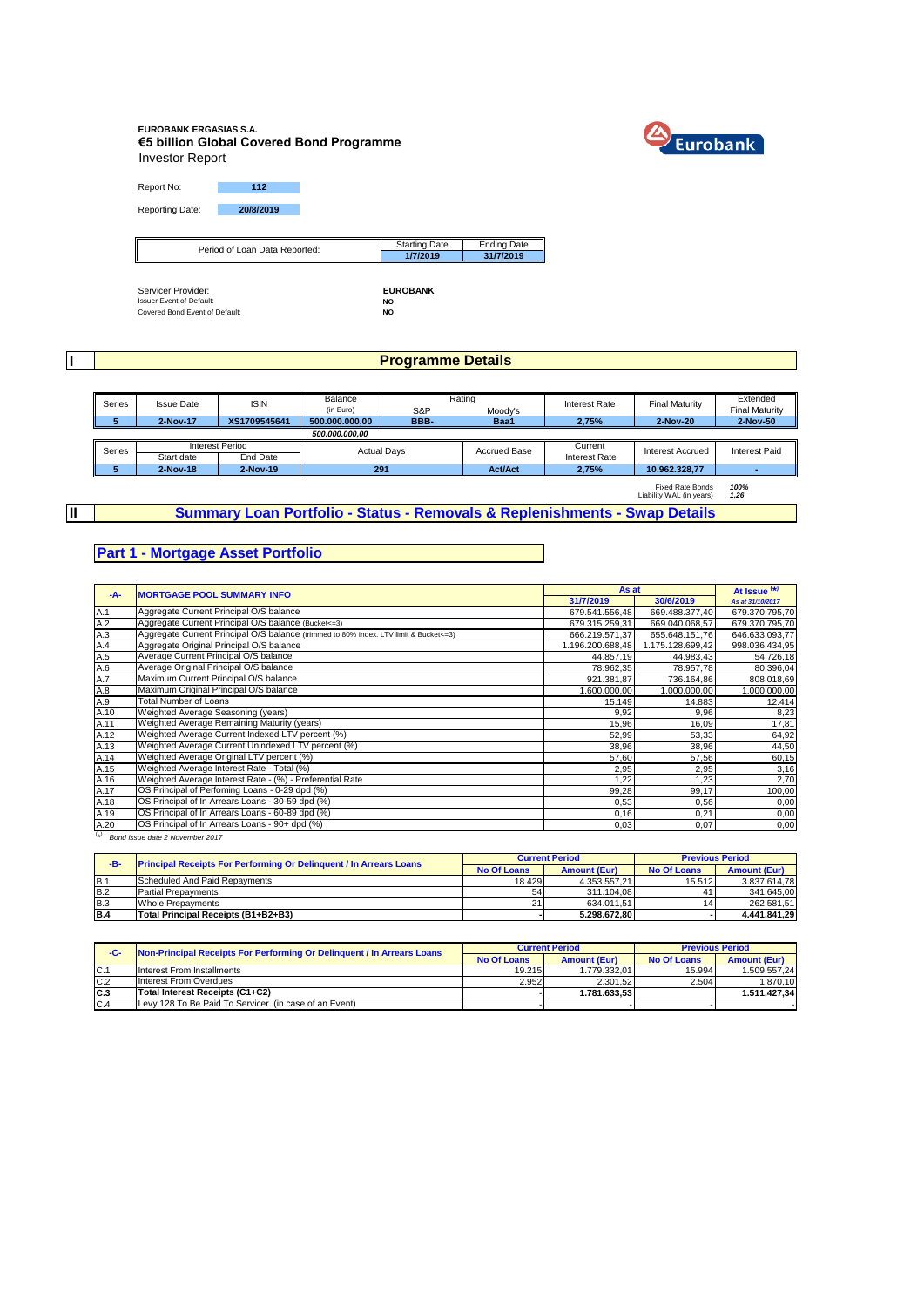**EUROBANK ERGASIAS S.A.**

## €5 billion Global Covered Bond Programme

Investor Report

| Report No: | 112 |
|---|---|
| Reporting Date: | 20/8/2019 |

| Period of Loan Data Reported: | Starting Date | Ending Date |
|---|---|---|
| | 1/7/2019 | 31/7/2019 |

| | |
|---|---|
| Servicer Provider: | EUROBANK |
| Issuer Event of Default: | NO |
| Covered Bond Event of Default: | NO |

## I Programme Details

| Series | Issue Date | ISIN | Balance (in Euro) | Rating S&P | Rating Moody's | Interest Rate | Final Maturity | Extended Final Maturity |
|---|---|---|---|---|---|---|---|---|
| 5 | 2-Nov-17 | XS1709545641 | 500.000.000,00 | BBB- | Baa1 | 2,75% | 2-Nov-20 | 2-Nov-50 |
| | | | 500.000.000,00 | | | | | |

| Series | Interest Period Start date | Interest Period End Date | Actual Days | Accrued Base | Current Interest Rate | Interest Accrued | Interest Paid |
|---|---|---|---|---|---|---|---|
| 5 | 2-Nov-18 | 2-Nov-19 | 291 | Act/Act | 2,75% | 10.962.328,77 | - |

| | |
|---|---|
| Fixed Rate Bonds | 100% |
| Liability WAL (in years) | 1,26 |

## II Summary Loan Portfolio - Status - Removals & Replenishments - Swap Details

### Part 1 - Mortgage Asset Portfolio

| -A- | MORTGAGE POOL SUMMARY INFO | As at 31/7/2019 | As at 30/6/2019 | At Issue (*) As at 31/10/2017 |
|---|---|---|---|---|
| A.1 | Aggregate Current Principal O/S balance | 679.541.556,48 | 669.488.377,40 | 679.370.795,70 |
| A.2 | Aggregate Current Principal O/S balance (Bucket<=3) | 679.315.259,31 | 669.040.068,57 | 679.370.795,70 |
| A.3 | Aggregate Current Principal O/S balance (trimmed to 80% Index. LTV limit & Bucket<=3) | 666.219.571,37 | 655.648.151,76 | 646.633.093,77 |
| A.4 | Aggregate Original Principal O/S balance | 1.196.200.688,48 | 1.175.128.699,42 | 998.036.434,95 |
| A.5 | Average Current Principal O/S balance | 44.857,19 | 44.983,43 | 54.726,18 |
| A.6 | Average Original Principal O/S balance | 78.962,35 | 78.957,78 | 80.396,04 |
| A.7 | Maximum Current Principal O/S balance | 921.381,87 | 736.164,86 | 808.018,69 |
| A.8 | Maximum Original Principal O/S balance | 1.600.000,00 | 1.000.000,00 | 1.000.000,00 |
| A.9 | Total Number of Loans | 15.149 | 14.883 | 12.414 |
| A.10 | Weighted Average Seasoning (years) | 9,92 | 9,96 | 8,23 |
| A.11 | Weighted Average Remaining Maturity (years) | 15,96 | 16,09 | 17,81 |
| A.12 | Weighted Average Current Indexed LTV percent (%) | 52,99 | 53,33 | 64,92 |
| A.13 | Weighted Average Current Unindexed LTV percent (%) | 38,96 | 38,96 | 44,50 |
| A.14 | Weighted Average Original LTV percent (%) | 57,60 | 57,56 | 60,15 |
| A.15 | Weighted Average Interest Rate - Total (%) | 2,95 | 2,95 | 3,16 |
| A.16 | Weighted Average Interest Rate - (%) - Preferential Rate | 1,22 | 1,23 | 2,70 |
| A.17 | OS Principal of Perfoming Loans - 0-29 dpd (%) | 99,28 | 99,17 | 100,00 |
| A.18 | OS Principal of In Arrears Loans - 30-59 dpd (%) | 0,53 | 0,56 | 0,00 |
| A.19 | OS Principal of In Arrears Loans - 60-89 dpd (%) | 0,16 | 0,21 | 0,00 |
| A.20 | OS Principal of In Arrears Loans - 90+ dpd (%) | 0,03 | 0,07 | 0,00 |

(*) *Bond issue date 2 November 2017*

| -B- | Principal Receipts For Performing Or Delinquent / In Arrears Loans | Current Period No Of Loans | Current Period Amount (Eur) | Previous Period No Of Loans | Previous Period Amount (Eur) |
|---|---|---|---|---|---|
| B.1 | Scheduled And Paid Repayments | 18.429 | 4.353.557,21 | 15.512 | 3.837.614,78 |
| B.2 | Partial Prepayments | 54 | 311.104,08 | 41 | 341.645,00 |
| B.3 | Whole Prepayments | 21 | 634.011,51 | 14 | 262.581,51 |
| **B.4** | **Total Principal Receipts (B1+B2+B3)** | - | **5.298.672,80** | - | **4.441.841,29** |

| -C- | Non-Principal Receipts For Performing Or Delinquent / In Arrears Loans | Current Period No Of Loans | Current Period Amount (Eur) | Previous Period No Of Loans | Previous Period Amount (Eur) |
|---|---|---|---|---|---|
| C.1 | Interest From Installments | 19.215 | 1.779.332,01 | 15.994 | 1.509.557,24 |
| C.2 | Interest From Overdues | 2.952 | 2.301,52 | 2.504 | 1.870,10 |
| **C.3** | **Total Interest Receipts (C1+C2)** | - | **1.781.633,53** | | **1.511.427,34** |
| C.4 | Levy 128 To Be Paid To Servicer (in case of an Event) | - | - | - | - |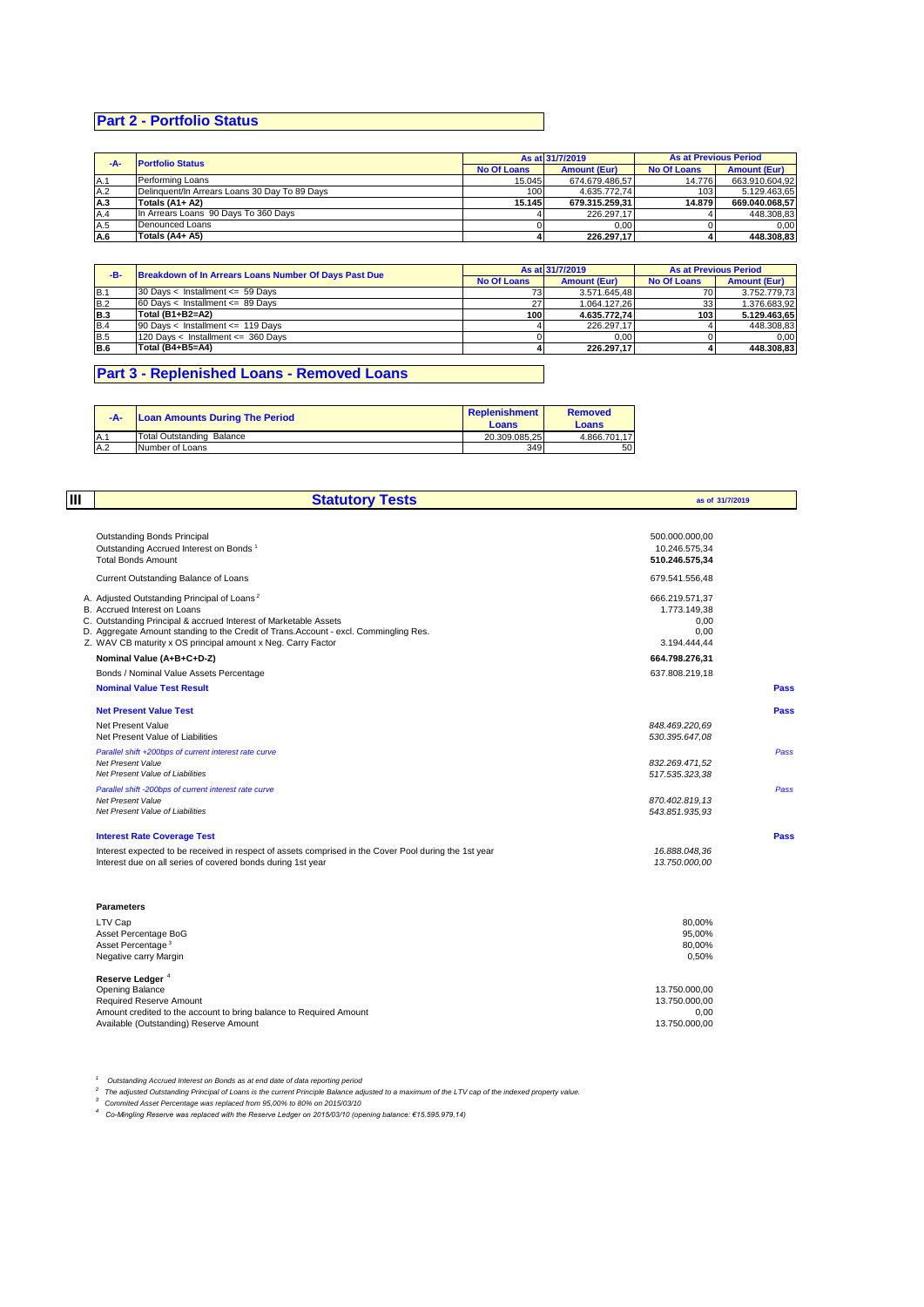## Part 2 - Portfolio Status

| -A- | Portfolio Status | As at 31/7/2019 | | As at Previous Period | |
|---|---|---|---|---|---|
| | | No Of Loans | Amount (Eur) | No Of Loans | Amount (Eur) |
| A.1 | Performing Loans | 15.045 | 674.679.486,57 | 14.776 | 663.910.604,92 |
| A.2 | Delinquent/In Arrears Loans 30 Day To 89 Days | 100 | 4.635.772,74 | 103 | 5.129.463,65 |
| **A.3** | **Totals (A1+ A2)** | **15.145** | **679.315.259,31** | **14.879** | **669.040.068,57** |
| A.4 | In Arrears Loans 90 Days To 360 Days | 4 | 226.297,17 | 4 | 448.308,83 |
| A.5 | Denounced Loans | 0 | 0,00 | 0 | 0,00 |
| **A.6** | **Totals (A4+ A5)** | **4** | **226.297,17** | **4** | **448.308,83** |

| -B- | Breakdown of In Arrears Loans Number Of Days Past Due | As at 31/7/2019 | | As at Previous Period | |
|---|---|---|---|---|---|
| | | No Of Loans | Amount (Eur) | No Of Loans | Amount (Eur) |
| B.1 | 30 Days < Installment <= 59 Days | 73 | 3.571.645,48 | 70 | 3.752.779,73 |
| B.2 | 60 Days < Installment <= 89 Days | 27 | 1.064.127,26 | 33 | 1.376.683,92 |
| **B.3** | **Total (B1+B2=A2)** | **100** | **4.635.772,74** | **103** | **5.129.463,65** |
| B.4 | 90 Days < Installment <= 119 Days | 4 | 226.297,17 | 4 | 448.308,83 |
| B.5 | 120 Days < Installment <= 360 Days | 0 | 0,00 | 0 | 0,00 |
| **B.6** | **Total (B4+B5=A4)** | **4** | **226.297,17** | **4** | **448.308,83** |

## Part 3 - Replenished Loans - Removed Loans

| -A- | Loan Amounts During The Period | Replenishment Loans | Removed Loans |
|---|---|---|---|
| A.1 | Total Outstanding Balance | 20.309.085,25 | 4.866.701,17 |
| A.2 | Number of Loans | 349 | 50 |

## III Statutory Tests

as of 31/7/2019

| | | |
|---|---|---|
| Outstanding Bonds Principal | 500.000.000,00 | |
| Outstanding Accrued Interest on Bonds [1] | 10.246.575,34 | |
| Total Bonds Amount | 510.246.575,34 | |
| Current Outstanding Balance of Loans | 679.541.556,48 | |
| A. Adjusted Outstanding Principal of Loans [2] | 666.219.571,37 | |
| B. Accrued Interest on Loans | 1.773.149,38 | |
| C. Outstanding Principal & accrued Interest of Marketable Assets | 0,00 | |
| D. Aggregate Amount standing to the Credit of Trans.Account - excl. Commingling Res. | 0,00 | |
| Z. WAV CB maturity x OS principal amount x Neg. Carry Factor | 3.194.444,44 | |
| **Nominal Value (A+B+C+D-Z)** | **664.798.276,31** | |
| Bonds / Nominal Value Assets Percentage | 637.808.219,18 | |
| **Nominal Value Test Result** | | **Pass** |
| **Net Present Value Test** | | **Pass** |
| Net Present Value | *848.469.220,69* | |
| Net Present Value of Liabilities | *530.395.647,08* | |
| *Parallel shift +200bps of current interest rate curve* | | *Pass* |
| *Net Present Value* | *832.269.471,52* | |
| *Net Present Value of Liabilities* | *517.535.323,38* | |
| *Parallel shift -200bps of current interest rate curve* | | *Pass* |
| *Net Present Value* | *870.402.819,13* | |
| *Net Present Value of Liabilities* | *543.851.935,93* | |
| **Interest Rate Coverage Test** | | **Pass** |
| Interest expected to be received in respect of assets comprised in the Cover Pool during the 1st year | *16.888.048,36* | |
| Interest due on all series of covered bonds during 1st year | *13.750.000,00* | |

**Parameters**

| | |
|---|---|
| LTV Cap | 80,00% |
| Asset Percentage BoG | 95,00% |
| Asset Percentage [3] | 80,00% |
| Negative carry Margin | 0,50% |

**Reserve Ledger** [4]

| | |
|---|---|
| Opening Balance | 13.750.000,00 |
| Required Reserve Amount | 13.750.000,00 |
| Amount credited to the account to bring balance to Required Amount | 0,00 |
| Available (Outstanding) Reserve Amount | 13.750.000,00 |

[1] *Outstanding Accrued Interest on Bonds as at end date of data reporting period*

[2] *The adjusted Outstanding Principal of Loans is the current Principle Balance adjusted to a maximum of the LTV cap of the indexed property value.*

[3] *Commited Asset Percentage was replaced from 95,00% to 80% on 2015/03/10*

[4] *Co-Mingling Reserve was replaced with the Reserve Ledger on 2015/03/10 (opening balance: €15.595.979,14)*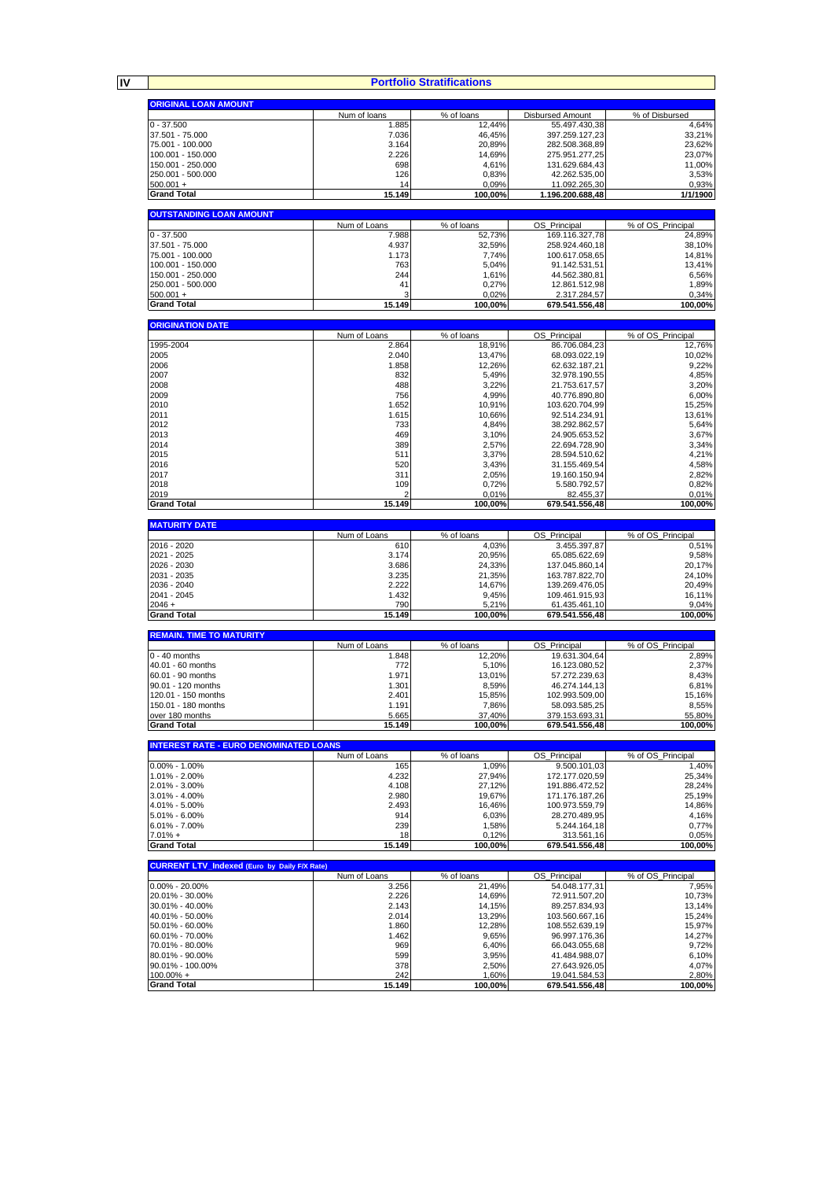## IV Portfolio Stratifications

### ORIGINAL LOAN AMOUNT

| | Num of loans | % of loans | Disbursed Amount | % of Disbursed |
|---|---|---|---|---|
| 0 - 37.500 | 1.885 | 12,44% | 55.497.430,38 | 4,64% |
| 37.501 - 75.000 | 7.036 | 46,45% | 397.259.127,23 | 33,21% |
| 75.001 - 100.000 | 3.164 | 20,89% | 282.508.368,89 | 23,62% |
| 100.001 - 150.000 | 2.226 | 14,69% | 275.951.277,25 | 23,07% |
| 150.001 - 250.000 | 698 | 4,61% | 131.629.684,43 | 11,00% |
| 250.001 - 500.000 | 126 | 0,83% | 42.262.535,00 | 3,53% |
| 500.001 + | 14 | 0,09% | 11.092.265,30 | 0,93% |
| **Grand Total** | **15.149** | **100,00%** | **1.196.200.688,48** | **1/1/1900** |

### OUTSTANDING LOAN AMOUNT

| | Num of Loans | % of loans | OS_Principal | % of OS_Principal |
|---|---|---|---|---|
| 0 - 37.500 | 7.988 | 52,73% | 169.116.327,78 | 24,89% |
| 37.501 - 75.000 | 4.937 | 32,59% | 258.924.460,18 | 38,10% |
| 75.001 - 100.000 | 1.173 | 7,74% | 100.617.058,65 | 14,81% |
| 100.001 - 150.000 | 763 | 5,04% | 91.142.531,51 | 13,41% |
| 150.001 - 250.000 | 244 | 1,61% | 44.562.380,81 | 6,56% |
| 250.001 - 500.000 | 41 | 0,27% | 12.861.512,98 | 1,89% |
| 500.001 + | 3 | 0,02% | 2.317.284,57 | 0,34% |
| **Grand Total** | **15.149** | **100,00%** | **679.541.556,48** | **100,00%** |

### ORIGINATION DATE

| | Num of Loans | % of loans | OS_Principal | % of OS_Principal |
|---|---|---|---|---|
| 1995-2004 | 2.864 | 18,91% | 86.706.084,23 | 12,76% |
| 2005 | 2.040 | 13,47% | 68.093.022,19 | 10,02% |
| 2006 | 1.858 | 12,26% | 62.632.187,21 | 9,22% |
| 2007 | 832 | 5,49% | 32.978.190,55 | 4,85% |
| 2008 | 488 | 3,22% | 21.753.617,57 | 3,20% |
| 2009 | 756 | 4,99% | 40.776.890,80 | 6,00% |
| 2010 | 1.652 | 10,91% | 103.620.704,99 | 15,25% |
| 2011 | 1.615 | 10,66% | 92.514.234,91 | 13,61% |
| 2012 | 733 | 4,84% | 38.292.862,57 | 5,64% |
| 2013 | 469 | 3,10% | 24.905.653,52 | 3,67% |
| 2014 | 389 | 2,57% | 22.694.728,90 | 3,34% |
| 2015 | 511 | 3,37% | 28.594.510,62 | 4,21% |
| 2016 | 520 | 3,43% | 31.155.469,54 | 4,58% |
| 2017 | 311 | 2,05% | 19.160.150,94 | 2,82% |
| 2018 | 109 | 0,72% | 5.580.792,57 | 0,82% |
| 2019 | 2 | 0,01% | 82.455,37 | 0,01% |
| **Grand Total** | **15.149** | **100,00%** | **679.541.556,48** | **100,00%** |

### MATURITY DATE

| | Num of Loans | % of loans | OS_Principal | % of OS_Principal |
|---|---|---|---|---|
| 2016 - 2020 | 610 | 4,03% | 3.455.397,87 | 0,51% |
| 2021 - 2025 | 3.174 | 20,95% | 65.085.622,69 | 9,58% |
| 2026 - 2030 | 3.686 | 24,33% | 137.045.860,14 | 20,17% |
| 2031 - 2035 | 3.235 | 21,35% | 163.787.822,70 | 24,10% |
| 2036 - 2040 | 2.222 | 14,67% | 139.269.476,05 | 20,49% |
| 2041 - 2045 | 1.432 | 9,45% | 109.461.915,93 | 16,11% |
| 2046 + | 790 | 5,21% | 61.435.461,10 | 9,04% |
| **Grand Total** | **15.149** | **100,00%** | **679.541.556,48** | **100,00%** |

### REMAIN. TIME TO MATURITY

| | Num of Loans | % of loans | OS_Principal | % of OS_Principal |
|---|---|---|---|---|
| 0 - 40 months | 1.848 | 12,20% | 19.631.304,64 | 2,89% |
| 40.01 - 60 months | 772 | 5,10% | 16.123.080,52 | 2,37% |
| 60.01 - 90 months | 1.971 | 13,01% | 57.272.239,63 | 8,43% |
| 90.01 - 120 months | 1.301 | 8,59% | 46.274.144,13 | 6,81% |
| 120.01 - 150 months | 2.401 | 15,85% | 102.993.509,00 | 15,16% |
| 150.01 - 180 months | 1.191 | 7,86% | 58.093.585,25 | 8,55% |
| over 180 months | 5.665 | 37,40% | 379.153.693,31 | 55,80% |
| **Grand Total** | **15.149** | **100,00%** | **679.541.556,48** | **100,00%** |

### INTEREST RATE - EURO DENOMINATED LOANS

| | Num of Loans | % of loans | OS_Principal | % of OS_Principal |
|---|---|---|---|---|
| 0.00% - 1.00% | 165 | 1,09% | 9.500.101,03 | 1,40% |
| 1.01% - 2.00% | 4.232 | 27,94% | 172.177.020,59 | 25,34% |
| 2.01% - 3.00% | 4.108 | 27,12% | 191.886.472,52 | 28,24% |
| 3.01% - 4.00% | 2.980 | 19,67% | 171.176.187,26 | 25,19% |
| 4.01% - 5.00% | 2.493 | 16,46% | 100.973.559,79 | 14,86% |
| 5.01% - 6.00% | 914 | 6,03% | 28.270.489,95 | 4,16% |
| 6.01% - 7.00% | 239 | 1,58% | 5.244.164,18 | 0,77% |
| 7.01% + | 18 | 0,12% | 313.561,16 | 0,05% |
| **Grand Total** | **15.149** | **100,00%** | **679.541.556,48** | **100,00%** |

### CURRENT LTV_Indexed (Euro by Daily F/X Rate)

| | Num of Loans | % of loans | OS_Principal | % of OS_Principal |
|---|---|---|---|---|
| 0.00% - 20.00% | 3.256 | 21,49% | 54.048.177,31 | 7,95% |
| 20.01% - 30.00% | 2.226 | 14,69% | 72.911.507,20 | 10,73% |
| 30.01% - 40.00% | 2.143 | 14,15% | 89.257.834,93 | 13,14% |
| 40.01% - 50.00% | 2.014 | 13,29% | 103.560.667,16 | 15,24% |
| 50.01% - 60.00% | 1.860 | 12,28% | 108.552.639,19 | 15,97% |
| 60.01% - 70.00% | 1.462 | 9,65% | 96.997.176,36 | 14,27% |
| 70.01% - 80.00% | 969 | 6,40% | 66.043.055,68 | 9,72% |
| 80.01% - 90.00% | 599 | 3,95% | 41.484.988,07 | 6,10% |
| 90.01% - 100.00% | 378 | 2,50% | 27.643.926,05 | 4,07% |
| 100.00% + | 242 | 1,60% | 19.041.584,53 | 2,80% |
| **Grand Total** | **15.149** | **100,00%** | **679.541.556,48** | **100,00%** |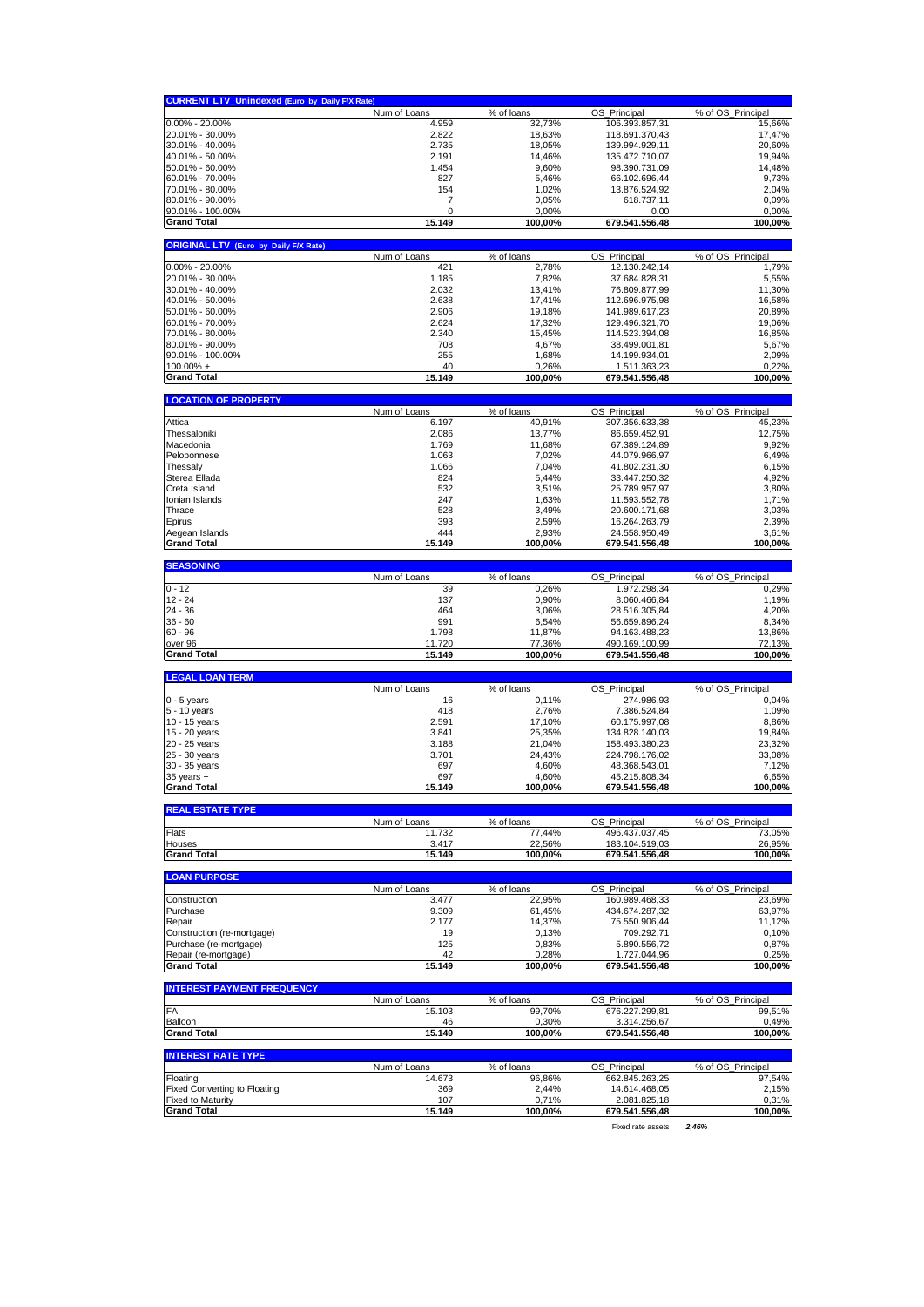## CURRENT LTV_Unindexed (Euro by Daily F/X Rate)

| | Num of Loans | % of loans | OS_Principal | % of OS_Principal |
|---|---|---|---|---|
| 0.00% - 20.00% | 4.959 | 32,73% | 106.393.857,31 | 15,66% |
| 20.01% - 30.00% | 2.822 | 18,63% | 118.691.370,43 | 17,47% |
| 30.01% - 40.00% | 2.735 | 18,05% | 139.994.929,11 | 20,60% |
| 40.01% - 50.00% | 2.191 | 14,46% | 135.472.710,07 | 19,94% |
| 50.01% - 60.00% | 1.454 | 9,60% | 98.390.731,09 | 14,48% |
| 60.01% - 70.00% | 827 | 5,46% | 66.102.696,44 | 9,73% |
| 70.01% - 80.00% | 154 | 1,02% | 13.876.524,92 | 2,04% |
| 80.01% - 90.00% | 7 | 0,05% | 618.737,11 | 0,09% |
| 90.01% - 100.00% | 0 | 0,00% | 0,00 | 0,00% |
| **Grand Total** | **15.149** | **100,00%** | **679.541.556,48** | **100,00%** |

## ORIGINAL LTV (Euro by Daily F/X Rate)

| | Num of Loans | % of loans | OS_Principal | % of OS_Principal |
|---|---|---|---|---|
| 0.00% - 20.00% | 421 | 2,78% | 12.130.242,14 | 1,79% |
| 20.01% - 30.00% | 1.185 | 7,82% | 37.684.828,31 | 5,55% |
| 30.01% - 40.00% | 2.032 | 13,41% | 76.809.877,99 | 11,30% |
| 40.01% - 50.00% | 2.638 | 17,41% | 112.696.975,98 | 16,58% |
| 50.01% - 60.00% | 2.906 | 19,18% | 141.989.617,23 | 20,89% |
| 60.01% - 70.00% | 2.624 | 17,32% | 129.496.321,70 | 19,06% |
| 70.01% - 80.00% | 2.340 | 15,45% | 114.523.394,08 | 16,85% |
| 80.01% - 90.00% | 708 | 4,67% | 38.499.001,81 | 5,67% |
| 90.01% - 100.00% | 255 | 1,68% | 14.199.934,01 | 2,09% |
| 100.00% + | 40 | 0,26% | 1.511.363,23 | 0,22% |
| **Grand Total** | **15.149** | **100,00%** | **679.541.556,48** | **100,00%** |

## LOCATION OF PROPERTY

| | Num of Loans | % of loans | OS_Principal | % of OS_Principal |
|---|---|---|---|---|
| Attica | 6.197 | 40,91% | 307.356.633,38 | 45,23% |
| Thessaloniki | 2.086 | 13,77% | 86.659.452,91 | 12,75% |
| Macedonia | 1.769 | 11,68% | 67.389.124,89 | 9,92% |
| Peloponnese | 1.063 | 7,02% | 44.079.966,97 | 6,49% |
| Thessaly | 1.066 | 7,04% | 41.802.231,30 | 6,15% |
| Sterea Ellada | 824 | 5,44% | 33.447.250,32 | 4,92% |
| Creta Island | 532 | 3,51% | 25.789.957,97 | 3,80% |
| Ionian Islands | 247 | 1,63% | 11.593.552,78 | 1,71% |
| Thrace | 528 | 3,49% | 20.600.171,68 | 3,03% |
| Epirus | 393 | 2,59% | 16.264.263,79 | 2,39% |
| Aegean Islands | 444 | 2,93% | 24.558.950,49 | 3,61% |
| **Grand Total** | **15.149** | **100,00%** | **679.541.556,48** | **100,00%** |

## SEASONING

| | Num of Loans | % of loans | OS_Principal | % of OS_Principal |
|---|---|---|---|---|
| 0 - 12 | 39 | 0,26% | 1.972.298,34 | 0,29% |
| 12 - 24 | 137 | 0,90% | 8.060.466,84 | 1,19% |
| 24 - 36 | 464 | 3,06% | 28.516.305,84 | 4,20% |
| 36 - 60 | 991 | 6,54% | 56.659.896,24 | 8,34% |
| 60 - 96 | 1.798 | 11,87% | 94.163.488,23 | 13,86% |
| over 96 | 11.720 | 77,36% | 490.169.100,99 | 72,13% |
| **Grand Total** | **15.149** | **100,00%** | **679.541.556,48** | **100,00%** |

## LEGAL LOAN TERM

| | Num of Loans | % of loans | OS_Principal | % of OS_Principal |
|---|---|---|---|---|
| 0 - 5 years | 16 | 0,11% | 274.986,93 | 0,04% |
| 5 - 10 years | 418 | 2,76% | 7.386.524,84 | 1,09% |
| 10 - 15 years | 2.591 | 17,10% | 60.175.997,08 | 8,86% |
| 15 - 20 years | 3.841 | 25,35% | 134.828.140,03 | 19,84% |
| 20 - 25 years | 3.188 | 21,04% | 158.493.380,23 | 23,32% |
| 25 - 30 years | 3.701 | 24,43% | 224.798.176,02 | 33,08% |
| 30 - 35 years | 697 | 4,60% | 48.368.543,01 | 7,12% |
| 35 years + | 697 | 4,60% | 45.215.808,34 | 6,65% |
| **Grand Total** | **15.149** | **100,00%** | **679.541.556,48** | **100,00%** |

## REAL ESTATE TYPE

| | Num of Loans | % of loans | OS_Principal | % of OS_Principal |
|---|---|---|---|---|
| Flats | 11.732 | 77,44% | 496.437.037,45 | 73,05% |
| Houses | 3.417 | 22,56% | 183.104.519,03 | 26,95% |
| **Grand Total** | **15.149** | **100,00%** | **679.541.556,48** | **100,00%** |

## LOAN PURPOSE

| | Num of Loans | % of loans | OS_Principal | % of OS_Principal |
|---|---|---|---|---|
| Construction | 3.477 | 22,95% | 160.989.468,33 | 23,69% |
| Purchase | 9.309 | 61,45% | 434.674.287,32 | 63,97% |
| Repair | 2.177 | 14,37% | 75.550.906,44 | 11,12% |
| Construction (re-mortgage) | 19 | 0,13% | 709.292,71 | 0,10% |
| Purchase (re-mortgage) | 125 | 0,83% | 5.890.556,72 | 0,87% |
| Repair (re-mortgage) | 42 | 0,28% | 1.727.044,96 | 0,25% |
| **Grand Total** | **15.149** | **100,00%** | **679.541.556,48** | **100,00%** |

## INTEREST PAYMENT FREQUENCY

| | Num of Loans | % of loans | OS_Principal | % of OS_Principal |
|---|---|---|---|---|
| FA | 15.103 | 99,70% | 676.227.299,81 | 99,51% |
| Balloon | 46 | 0,30% | 3.314.256,67 | 0,49% |
| **Grand Total** | **15.149** | **100,00%** | **679.541.556,48** | **100,00%** |

## INTEREST RATE TYPE

| | Num of Loans | % of loans | OS_Principal | % of OS_Principal |
|---|---|---|---|---|
| Floating | 14.673 | 96,86% | 662.845.263,25 | 97,54% |
| Fixed Converting to Floating | 369 | 2,44% | 14.614.468,05 | 2,15% |
| Fixed to Maturity | 107 | 0,71% | 2.081.825,18 | 0,31% |
| **Grand Total** | **15.149** | **100,00%** | **679.541.556,48** | **100,00%** |

Fixed rate assets *2,46%*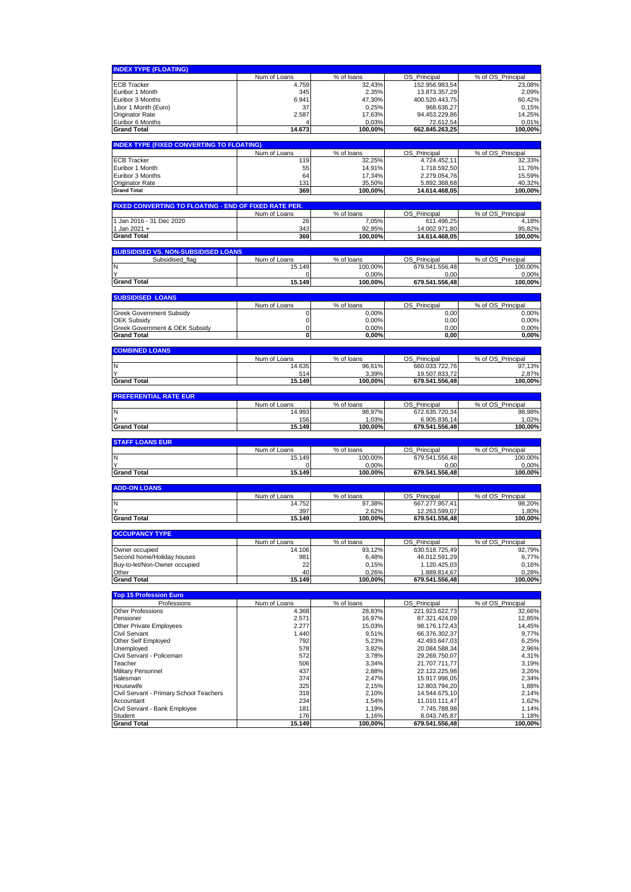| INDEX TYPE (FLOATING) | | | | |
|---|---|---|---|---|
| | Num of Loans | % of loans | OS_Principal | % of OS_Principal |
| ECB Tracker | 4.759 | 32,43% | 152.956.983,54 | 23,08% |
| Euribor 1 Month | 345 | 2,35% | 13.873.357,29 | 2,09% |
| Euribor 3 Months | 6.941 | 47,30% | 400.520.443,75 | 60,42% |
| Libor 1 Month (Euro) | 37 | 0,25% | 968.636,27 | 0,15% |
| Originator Rate | 2.587 | 17,63% | 94.453.229,86 | 14,25% |
| Euribor 6 Months | 4 | 0,03% | 72.612,54 | 0,01% |
| **Grand Total** | **14.673** | **100,00%** | **662.845.263,25** | **100,00%** |

| INDEX TYPE (FIXED CONVERTING TO FLOATING) | | | | |
|---|---|---|---|---|
| | Num of Loans | % of loans | OS_Principal | % of OS_Principal |
| ECB Tracker | 119 | 32,25% | 4.724.452,11 | 32,33% |
| Euribor 1 Month | 55 | 14,91% | 1.718.592,50 | 11,76% |
| Euribor 3 Months | 64 | 17,34% | 2.279.054,76 | 15,59% |
| Originator Rate | 131 | 35,50% | 5.892.368,68 | 40,32% |
| **Grand Total** | **369** | **100,00%** | **14.614.468,05** | **100,00%** |

| FIXED CONVERTING TO FLOATING - END OF FIXED RATE PER. | | | | |
|---|---|---|---|---|
| | Num of Loans | % of loans | OS_Principal | % of OS_Principal |
| 1 Jan 2016 - 31 Dec 2020 | 26 | 7,05% | 611.496,25 | 4,18% |
| 1 Jan 2021 + | 343 | 92,95% | 14.002.971,80 | 95,82% |
| **Grand Total** | **369** | **100,00%** | **14.614.468,05** | **100,00%** |

| SUBSIDISED VS. NON-SUBSIDISED LOANS | | | | |
|---|---|---|---|---|
| Subsidised_flag | Num of Loans | % of loans | OS_Principal | % of OS_Principal |
| N | 15.149 | 100,00% | 679.541.556,48 | 100,00% |
| Y | 0 | 0,00% | 0,00 | 0,00% |
| **Grand Total** | **15.149** | **100,00%** | **679.541.556,48** | **100,00%** |

| SUBSIDISED LOANS | | | | |
|---|---|---|---|---|
| | Num of Loans | % of loans | OS_Principal | % of OS_Principal |
| Greek Government Subsidy | 0 | 0,00% | 0,00 | 0,00% |
| OEK Subsidy | 0 | 0,00% | 0,00 | 0,00% |
| Greek Government & OEK Subsidy | 0 | 0,00% | 0,00 | 0,00% |
| **Grand Total** | **0** | **0,00%** | **0,00** | **0,00%** |

| COMBINED LOANS | | | | |
|---|---|---|---|---|
| | Num of Loans | % of loans | OS_Principal | % of OS_Principal |
| N | 14.635 | 96,61% | 660.033.722,76 | 97,13% |
| Y | 514 | 3,39% | 19.507.833,72 | 2,87% |
| **Grand Total** | **15.149** | **100,00%** | **679.541.556,48** | **100,00%** |

| PREFERENTIAL RATE EUR | | | | |
|---|---|---|---|---|
| | Num of Loans | % of loans | OS_Principal | % of OS_Principal |
| N | 14.993 | 98,97% | 672.635.720,34 | 98,98% |
| Y | 156 | 1,03% | 6.905.836,14 | 1,02% |
| **Grand Total** | **15.149** | **100,00%** | **679.541.556,48** | **100,00%** |

| STAFF LOANS EUR | | | | |
|---|---|---|---|---|
| | Num of Loans | % of loans | OS_Principal | % of OS_Principal |
| N | 15.149 | 100,00% | 679.541.556,48 | 100,00% |
| Y | 0 | 0,00% | 0,00 | 0,00% |
| **Grand Total** | **15.149** | **100,00%** | **679.541.556,48** | **100,00%** |

| ADD-ON LOANS | | | | |
|---|---|---|---|---|
| | Num of Loans | % of loans | OS_Principal | % of OS_Principal |
| N | 14.752 | 97,38% | 667.277.957,41 | 98,20% |
| Y | 397 | 2,62% | 12.263.599,07 | 1,80% |
| **Grand Total** | **15.149** | **100,00%** | **679.541.556,48** | **100,00%** |

| OCCUPANCY TYPE | | | | |
|---|---|---|---|---|
| | Num of Loans | % of loans | OS_Principal | % of OS_Principal |
| Owner occupied | 14.106 | 93,12% | 630.518.725,49 | 92,79% |
| Second home/Holiday houses | 981 | 6,48% | 46.012.591,29 | 6,77% |
| Buy-to-let/Non-Owner occupied | 22 | 0,15% | 1.120.425,03 | 0,16% |
| Other | 40 | 0,26% | 1.889.814,67 | 0,28% |
| **Grand Total** | **15.149** | **100,00%** | **679.541.556,48** | **100,00%** |

| Top 15 Profession Euro | | | | |
|---|---|---|---|---|
| Professions | Num of Loans | % of loans | OS_Principal | % of OS_Principal |
| Other Professions | 4.368 | 28,83% | 221.923.622,73 | 32,66% |
| Pensioner | 2.571 | 16,97% | 87.321.424,09 | 12,85% |
| Other Private Employees | 2.277 | 15,03% | 98.176.172,43 | 14,45% |
| Civil Servant | 1.440 | 9,51% | 66.376.302,37 | 9,77% |
| Other Self Employed | 792 | 5,23% | 42.493.647,03 | 6,25% |
| Unemployed | 578 | 3,82% | 20.084.588,34 | 2,96% |
| Civil Servant - Policeman | 572 | 3,78% | 29.269.750,07 | 4,31% |
| Teacher | 506 | 3,34% | 21.707.711,77 | 3,19% |
| Military Personnel | 437 | 2,88% | 22.122.225,98 | 3,26% |
| Salesman | 374 | 2,47% | 15.917.996,05 | 2,34% |
| Housewife | 325 | 2,15% | 12.803.794,20 | 1,88% |
| Civil Servant - Primary School Teachers | 318 | 2,10% | 14.544.675,10 | 2,14% |
| Accountant | 234 | 1,54% | 11.010.111,47 | 1,62% |
| Civil Servant - Bank Employee | 181 | 1,19% | 7.745.788,98 | 1,14% |
| Student | 176 | 1,16% | 8.043.745,87 | 1,18% |
| **Grand Total** | **15.149** | **100,00%** | **679.541.556,48** | **100,00%** |